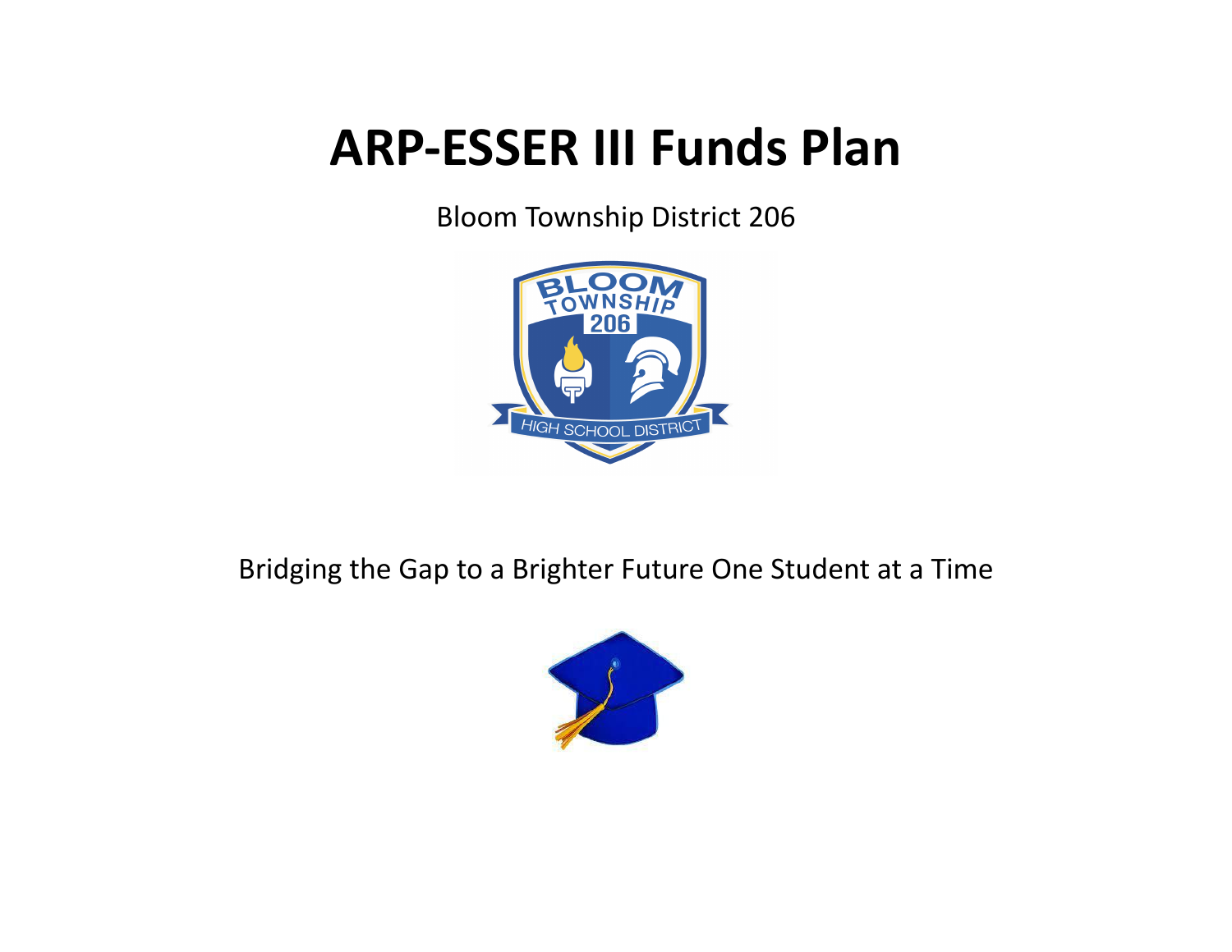# ARP-ESSER III Funds Plan

Bloom Township District 206

Bridging the Gap to a Brighter Future One Student at a Time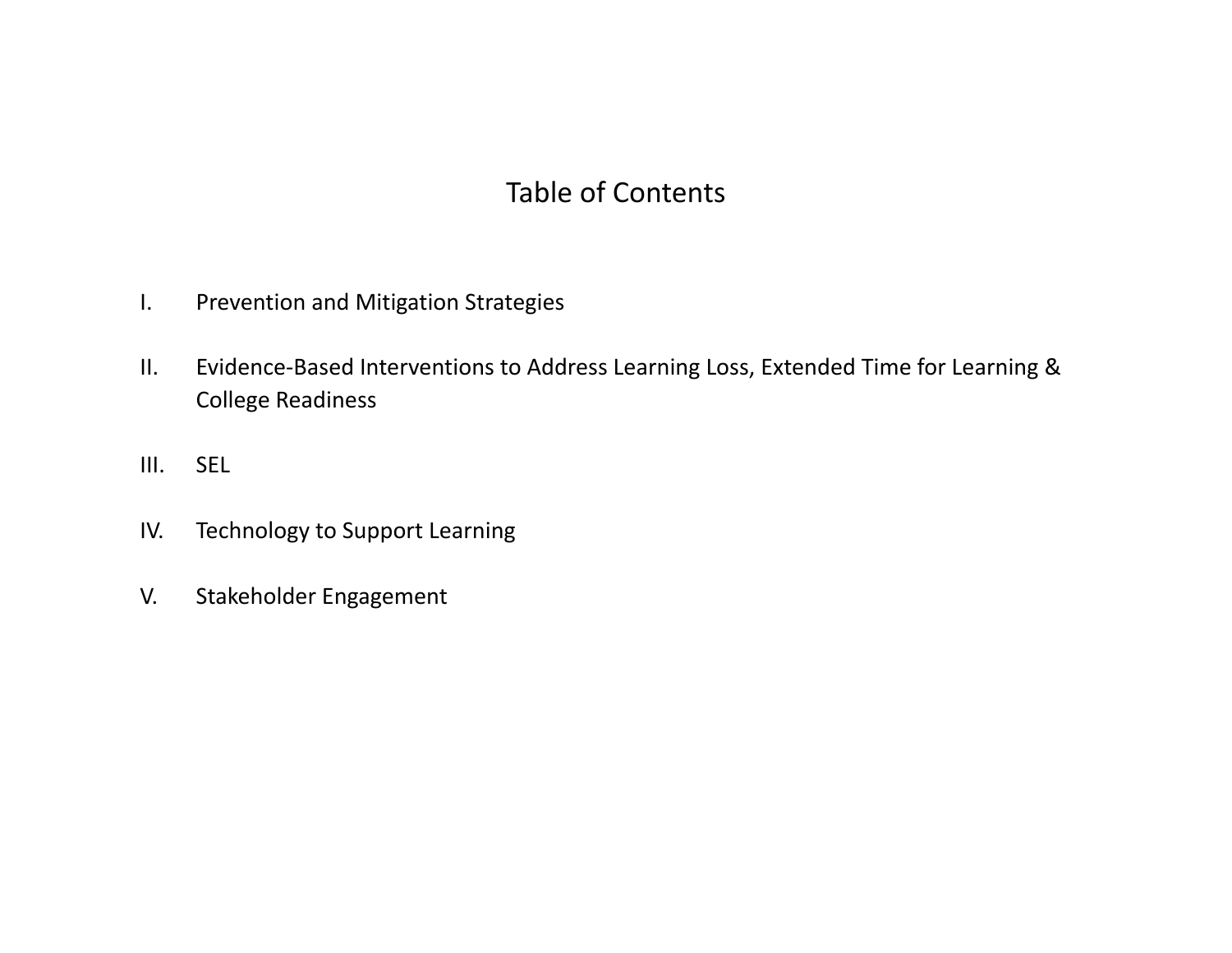# Table of Contents

I. Prevention and Mitigation Strategies

II. Evidence-Based Interventions to Address Learning Loss, Extended Time for Learning & College Readiness

III. SEL

IV. Technology to Support Learning

V. Stakeholder Engagement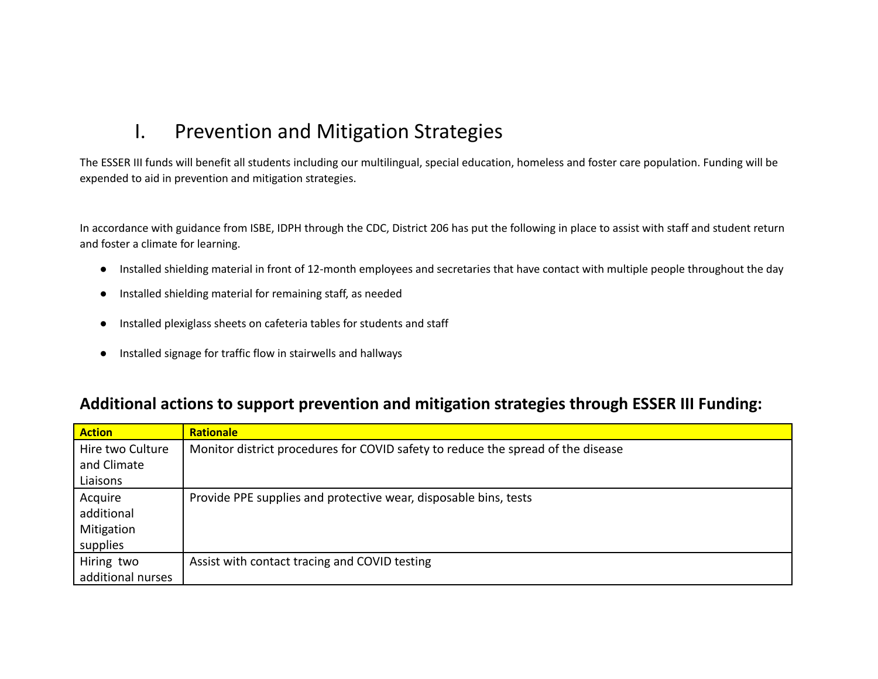# I. Prevention and Mitigation Strategies

The ESSER III funds will benefit all students including our multilingual, special education, homeless and foster care population. Funding will be expended to aid in prevention and mitigation strategies.

In accordance with guidance from ISBE, IDPH through the CDC, District 206 has put the following in place to assist with staff and student return and foster a climate for learning.

- Installed shielding material in front of 12-month employees and secretaries that have contact with multiple people throughout the day
- Installed shielding material for remaining staff, as needed
- Installed plexiglass sheets on cafeteria tables for students and staff
- Installed signage for traffic flow in stairwells and hallways

## Additional actions to support prevention and mitigation strategies through ESSER III Funding:

| Action | Rationale |
|---|---|
| Hire two Culture and Climate Liaisons | Monitor district procedures for COVID safety to reduce the spread of the disease |
| Acquire additional Mitigation supplies | Provide PPE supplies and protective wear, disposable bins, tests |
| Hiring two additional nurses | Assist with contact tracing and COVID testing |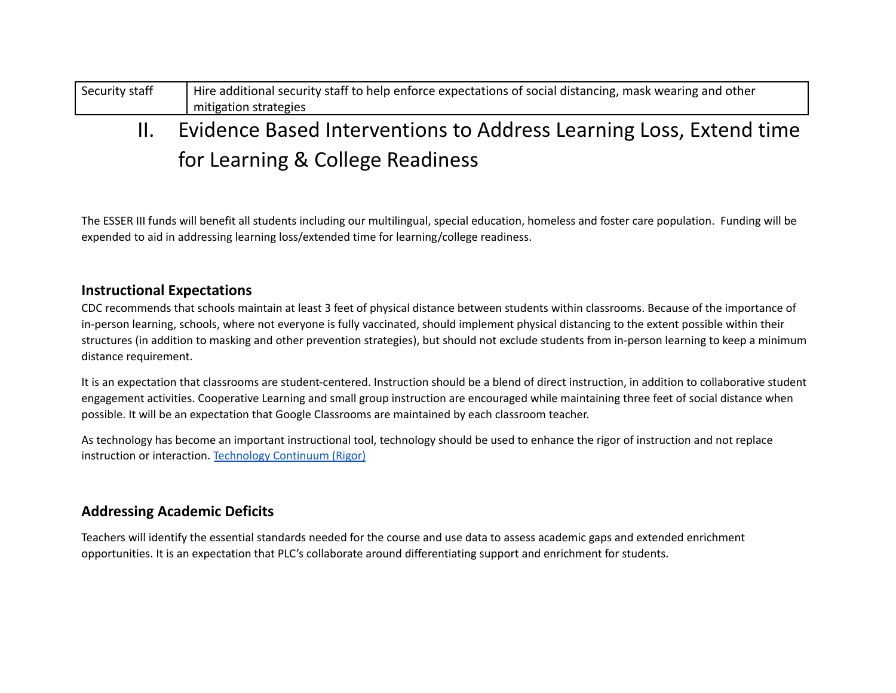| Security staff | Hire additional security staff to help enforce expectations of social distancing, mask wearing and other mitigation strategies |
|---|---|

# II. Evidence Based Interventions to Address Learning Loss, Extend time for Learning & College Readiness

The ESSER III funds will benefit all students including our multilingual, special education, homeless and foster care population. Funding will be expended to aid in addressing learning loss/extended time for learning/college readiness.

### Instructional Expectations

CDC recommends that schools maintain at least 3 feet of physical distance between students within classrooms. Because of the importance of in-person learning, schools, where not everyone is fully vaccinated, should implement physical distancing to the extent possible within their structures (in addition to masking and other prevention strategies), but should not exclude students from in-person learning to keep a minimum distance requirement.

It is an expectation that classrooms are student-centered. Instruction should be a blend of direct instruction, in addition to collaborative student engagement activities. Cooperative Learning and small group instruction are encouraged while maintaining three feet of social distance when possible. It will be an expectation that Google Classrooms are maintained by each classroom teacher.

As technology has become an important instructional tool, technology should be used to enhance the rigor of instruction and not replace instruction or interaction. Technology Continuum (Rigor)

### Addressing Academic Deficits

Teachers will identify the essential standards needed for the course and use data to assess academic gaps and extended enrichment opportunities. It is an expectation that PLC's collaborate around differentiating support and enrichment for students.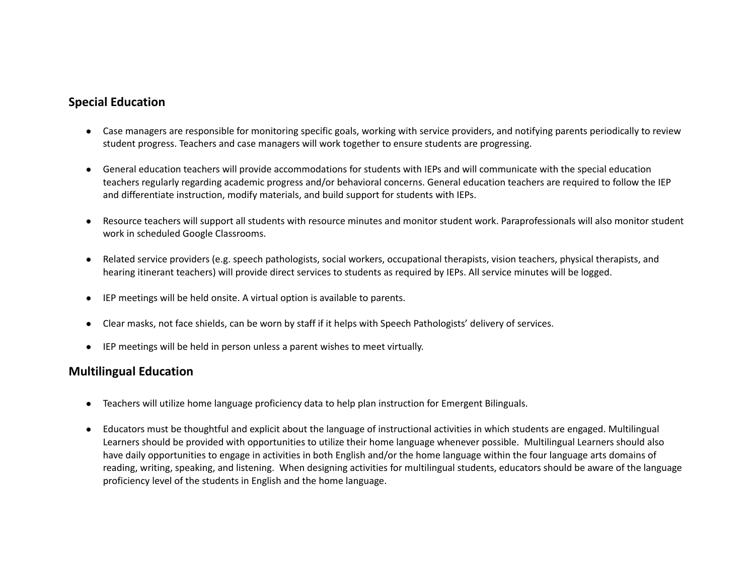## Special Education

- Case managers are responsible for monitoring specific goals, working with service providers, and notifying parents periodically to review student progress. Teachers and case managers will work together to ensure students are progressing.

- General education teachers will provide accommodations for students with IEPs and will communicate with the special education teachers regularly regarding academic progress and/or behavioral concerns. General education teachers are required to follow the IEP and differentiate instruction, modify materials, and build support for students with IEPs.

- Resource teachers will support all students with resource minutes and monitor student work. Paraprofessionals will also monitor student work in scheduled Google Classrooms.

- Related service providers (e.g. speech pathologists, social workers, occupational therapists, vision teachers, physical therapists, and hearing itinerant teachers) will provide direct services to students as required by IEPs. All service minutes will be logged.

- IEP meetings will be held onsite. A virtual option is available to parents.

- Clear masks, not face shields, can be worn by staff if it helps with Speech Pathologists' delivery of services.

- IEP meetings will be held in person unless a parent wishes to meet virtually.

## Multilingual Education

- Teachers will utilize home language proficiency data to help plan instruction for Emergent Bilinguals.

- Educators must be thoughtful and explicit about the language of instructional activities in which students are engaged. Multilingual Learners should be provided with opportunities to utilize their home language whenever possible. Multilingual Learners should also have daily opportunities to engage in activities in both English and/or the home language within the four language arts domains of reading, writing, speaking, and listening. When designing activities for multilingual students, educators should be aware of the language proficiency level of the students in English and the home language.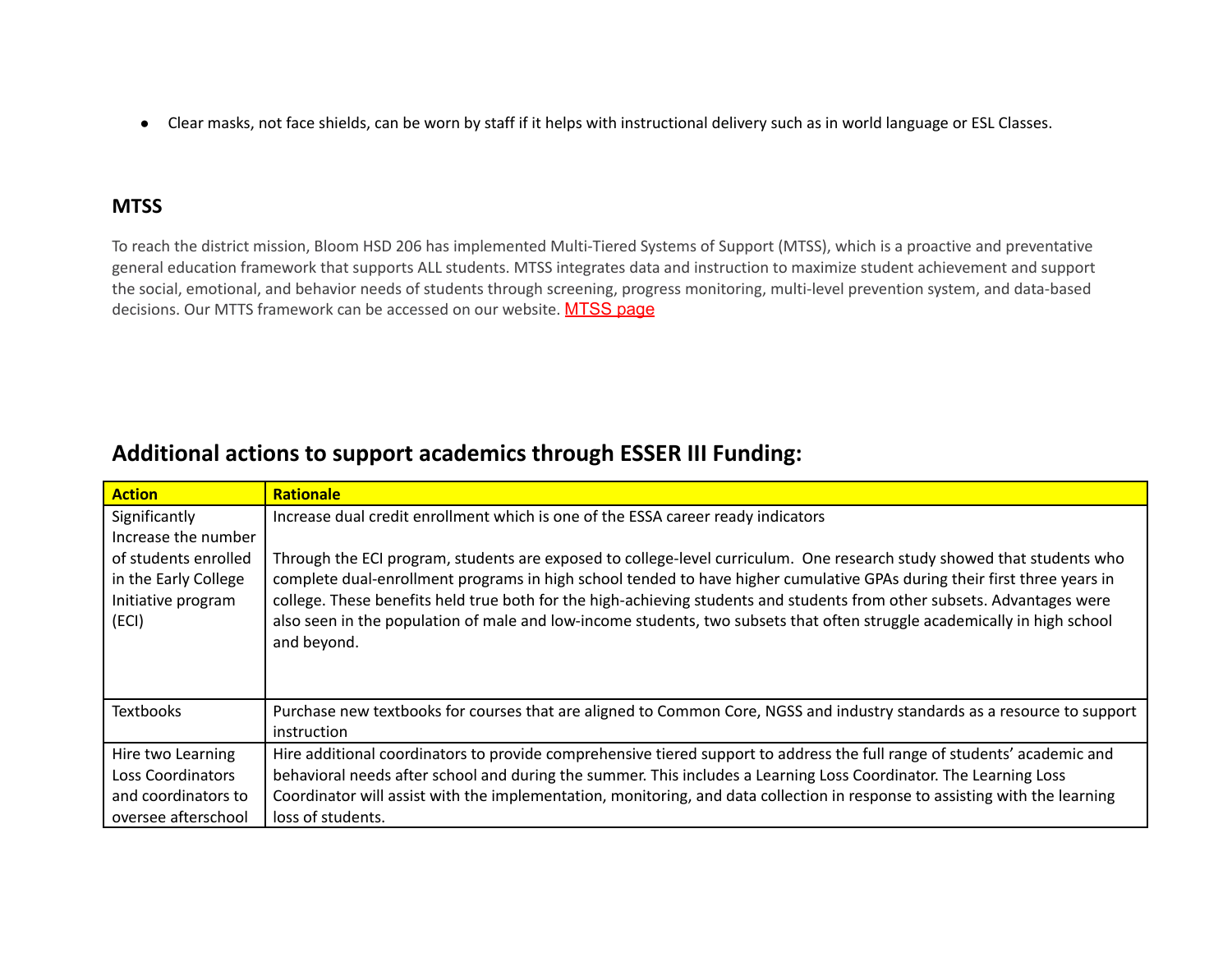- Clear masks, not face shields, can be worn by staff if it helps with instructional delivery such as in world language or ESL Classes.

### MTSS

To reach the district mission, Bloom HSD 206 has implemented Multi-Tiered Systems of Support (MTSS), which is a proactive and preventative general education framework that supports ALL students. MTSS integrates data and instruction to maximize student achievement and support the social, emotional, and behavior needs of students through screening, progress monitoring, multi-level prevention system, and data-based decisions. Our MTTS framework can be accessed on our website. MTSS page

## Additional actions to support academics through ESSER III Funding:

| Action | Rationale |
|---|---|
| Significantly Increase the number of students enrolled in the Early College Initiative program (ECI) | Increase dual credit enrollment which is one of the ESSA career ready indicators<br><br>Through the ECI program, students are exposed to college-level curriculum. One research study showed that students who complete dual-enrollment programs in high school tended to have higher cumulative GPAs during their first three years in college. These benefits held true both for the high-achieving students and students from other subsets. Advantages were also seen in the population of male and low-income students, two subsets that often struggle academically in high school and beyond. |
| Textbooks | Purchase new textbooks for courses that are aligned to Common Core, NGSS and industry standards as a resource to support instruction |
| Hire two Learning Loss Coordinators and coordinators to oversee afterschool | Hire additional coordinators to provide comprehensive tiered support to address the full range of students' academic and behavioral needs after school and during the summer. This includes a Learning Loss Coordinator. The Learning Loss Coordinator will assist with the implementation, monitoring, and data collection in response to assisting with the learning loss of students. |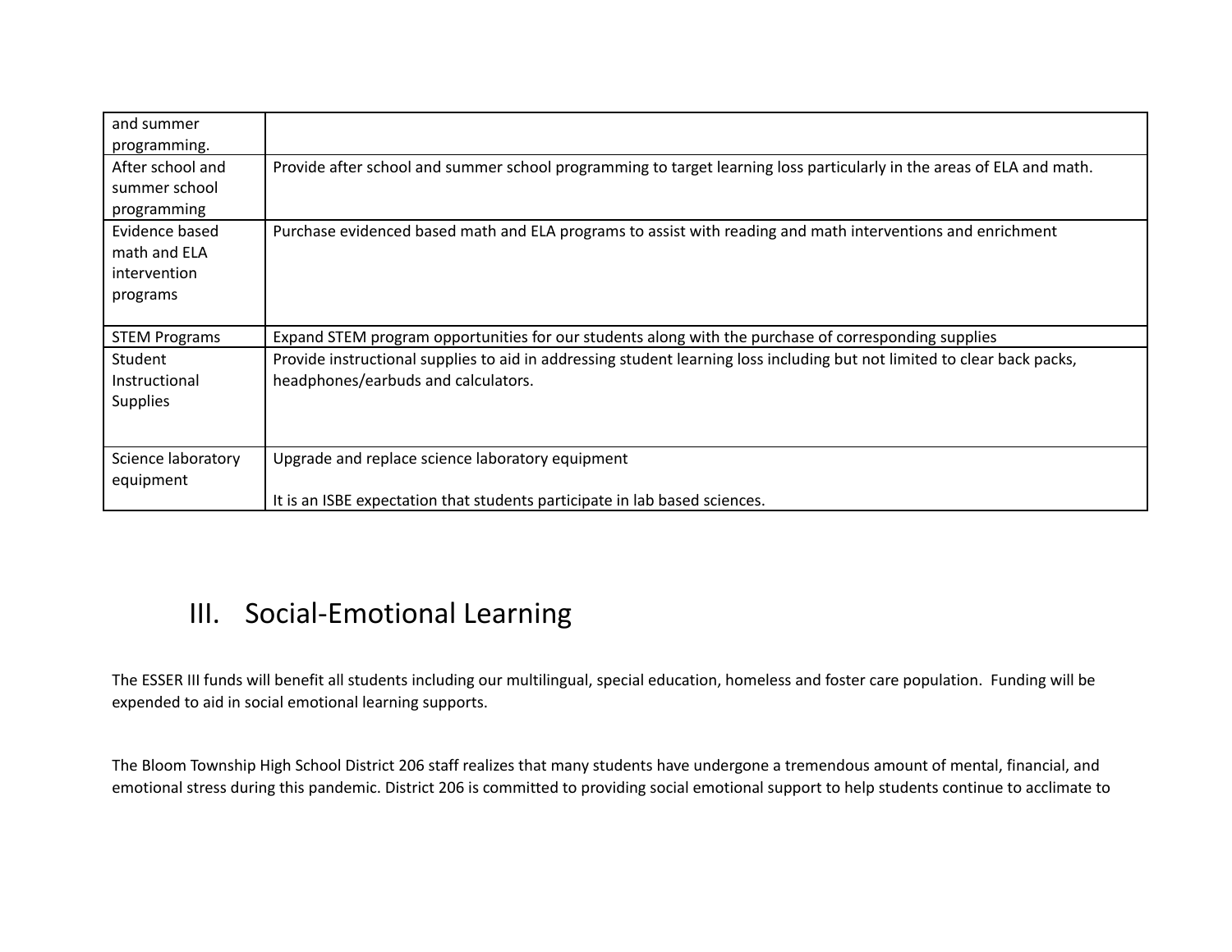| | |
|---|---|
| and summer programming. | |
| After school and summer school programming | Provide after school and summer school programming to target learning loss particularly in the areas of ELA and math. |
| Evidence based math and ELA intervention programs | Purchase evidenced based math and ELA programs to assist with reading and math interventions and enrichment |
| STEM Programs | Expand STEM program opportunities for our students along with the purchase of corresponding supplies |
| Student Instructional Supplies | Provide instructional supplies to aid in addressing student learning loss including but not limited to clear back packs, headphones/earbuds and calculators. |
| Science laboratory equipment | Upgrade and replace science laboratory equipment<br><br>It is an ISBE expectation that students participate in lab based sciences. |

## III. Social-Emotional Learning

The ESSER III funds will benefit all students including our multilingual, special education, homeless and foster care population. Funding will be expended to aid in social emotional learning supports.

The Bloom Township High School District 206 staff realizes that many students have undergone a tremendous amount of mental, financial, and emotional stress during this pandemic. District 206 is committed to providing social emotional support to help students continue to acclimate to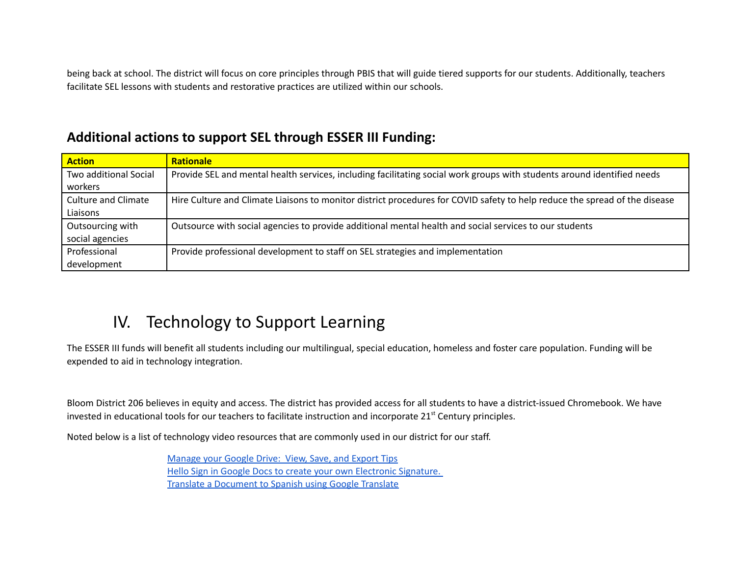being back at school. The district will focus on core principles through PBIS that will guide tiered supports for our students. Additionally, teachers facilitate SEL lessons with students and restorative practices are utilized within our schools.

## Additional actions to support SEL through ESSER III Funding:

| Action | Rationale |
| --- | --- |
| Two additional Social workers | Provide SEL and mental health services, including facilitating social work groups with students around identified needs |
| Culture and Climate Liaisons | Hire Culture and Climate Liaisons to monitor district procedures for COVID safety to help reduce the spread of the disease |
| Outsourcing with social agencies | Outsource with social agencies to provide additional mental health and social services to our students |
| Professional development | Provide professional development to staff on SEL strategies and implementation |

# IV. Technology to Support Learning

The ESSER III funds will benefit all students including our multilingual, special education, homeless and foster care population. Funding will be expended to aid in technology integration.

Bloom District 206 believes in equity and access. The district has provided access for all students to have a district-issued Chromebook. We have invested in educational tools for our teachers to facilitate instruction and incorporate 21st Century principles.

Noted below is a list of technology video resources that are commonly used in our district for our staff.

Manage your Google Drive: View, Save, and Export Tips
Hello Sign in Google Docs to create your own Electronic Signature.
Translate a Document to Spanish using Google Translate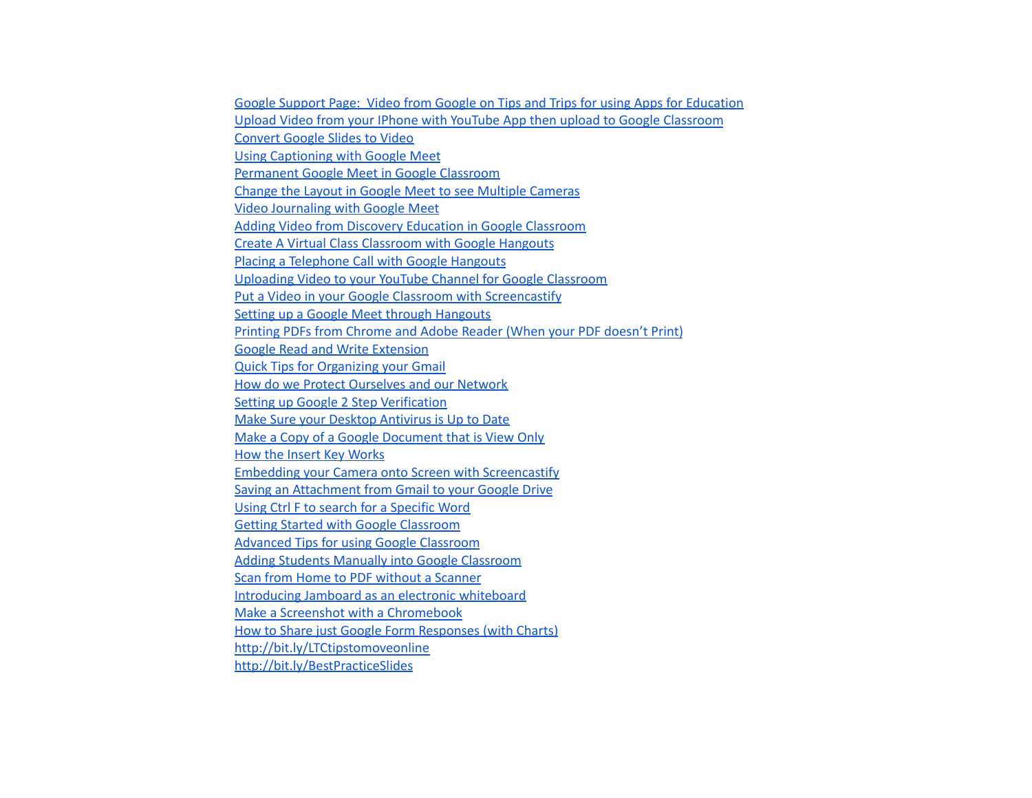Google Support Page:  Video from Google on Tips and Trips for using Apps for Education
Upload Video from your IPhone with YouTube App then upload to Google Classroom
Convert Google Slides to Video
Using Captioning with Google Meet
Permanent Google Meet in Google Classroom
Change the Layout in Google Meet to see Multiple Cameras
Video Journaling with Google Meet
Adding Video from Discovery Education in Google Classroom
Create A Virtual Class Classroom with Google Hangouts
Placing a Telephone Call with Google Hangouts
Uploading Video to your YouTube Channel for Google Classroom
Put a Video in your Google Classroom with Screencastify
Setting up a Google Meet through Hangouts
Printing PDFs from Chrome and Adobe Reader (When your PDF doesn't Print)
Google Read and Write Extension
Quick Tips for Organizing your Gmail
How do we Protect Ourselves and our Network
Setting up Google 2 Step Verification
Make Sure your Desktop Antivirus is Up to Date
Make a Copy of a Google Document that is View Only
How the Insert Key Works
Embedding your Camera onto Screen with Screencastify
Saving an Attachment from Gmail to your Google Drive
Using Ctrl F to search for a Specific Word
Getting Started with Google Classroom
Advanced Tips for using Google Classroom
Adding Students Manually into Google Classroom
Scan from Home to PDF without a Scanner
Introducing Jamboard as an electronic whiteboard
Make a Screenshot with a Chromebook
How to Share just Google Form Responses (with Charts)
http://bit.ly/LTCtipstomoveonline
http://bit.ly/BestPracticeSlides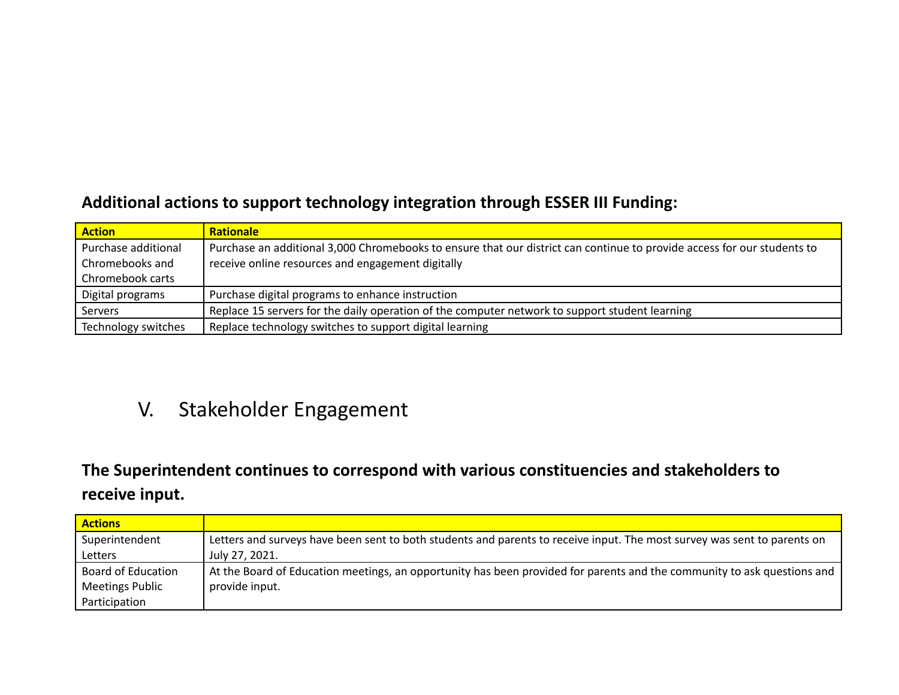**Additional actions to support technology integration through ESSER III Funding:**

| Action | Rationale |
|---|---|
| Purchase additional Chromebooks and Chromebook carts | Purchase an additional 3,000 Chromebooks to ensure that our district can continue to provide access for our students to receive online resources and engagement digitally |
| Digital programs | Purchase digital programs to enhance instruction |
| Servers | Replace 15 servers for the daily operation of the computer network to support student learning |
| Technology switches | Replace technology switches to support digital learning |

# V. Stakeholder Engagement

**The Superintendent continues to correspond with various constituencies and stakeholders to receive input.**

| Actions | |
|---|---|
| Superintendent Letters | Letters and surveys have been sent to both students and parents to receive input. The most survey was sent to parents on July 27, 2021. |
| Board of Education Meetings Public Participation | At the Board of Education meetings, an opportunity has been provided for parents and the community to ask questions and provide input. |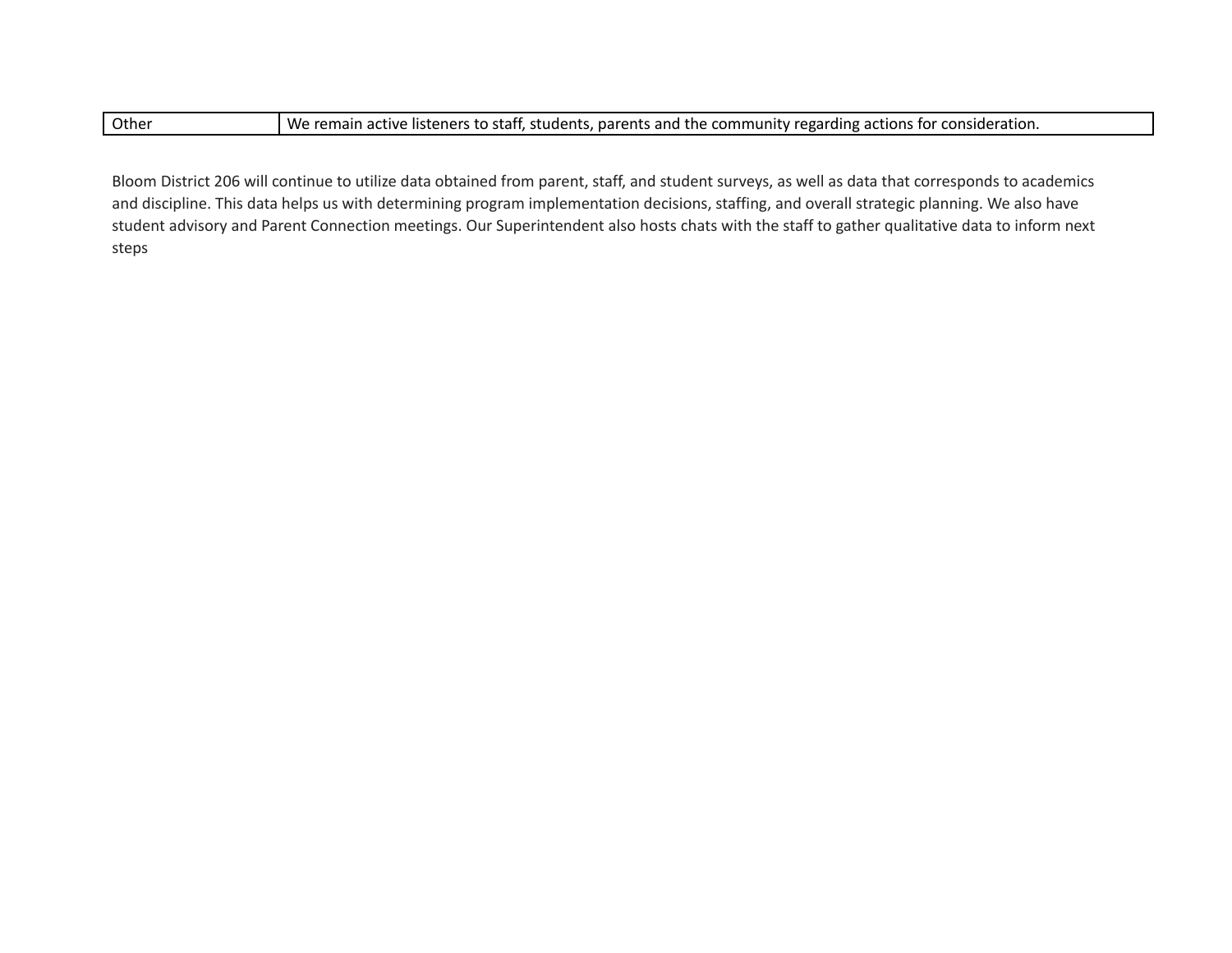| | |
|---|---|
| Other | We remain active listeners to staff, students, parents and the community regarding actions for consideration. |

Bloom District 206 will continue to utilize data obtained from parent, staff, and student surveys, as well as data that corresponds to academics and discipline. This data helps us with determining program implementation decisions, staffing, and overall strategic planning. We also have student advisory and Parent Connection meetings. Our Superintendent also hosts chats with the staff to gather qualitative data to inform next steps